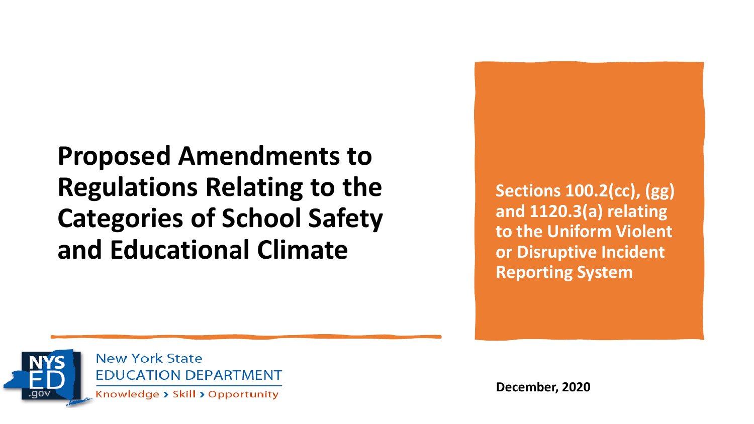# Proposed Amendments to Regulations Relating to the Categories of School Safety and Educational Climate

**Sections 100.2(cc), (gg) and 1120.3(a) relating to the Uniform Violent or Disruptive Incident Reporting System**

New York State EDUCATION DEPARTMENT

Knowledge › Skill › Opportunity

**December, 2020**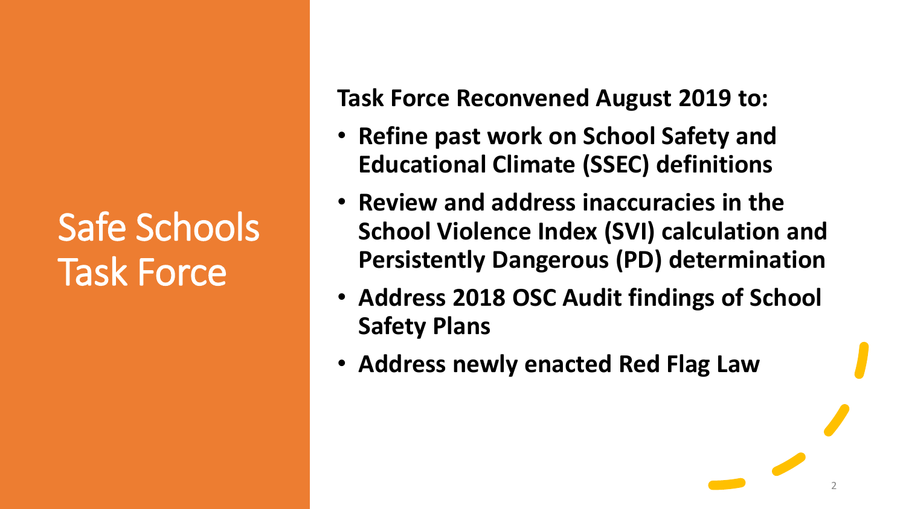# Safe Schools Task Force

**Task Force Reconvened August 2019 to:**

- **Refine past work on School Safety and Educational Climate (SSEC) definitions**
- **Review and address inaccuracies in the School Violence Index (SVI) calculation and Persistently Dangerous (PD) determination**
- **Address 2018 OSC Audit findings of School Safety Plans**
- **Address newly enacted Red Flag Law**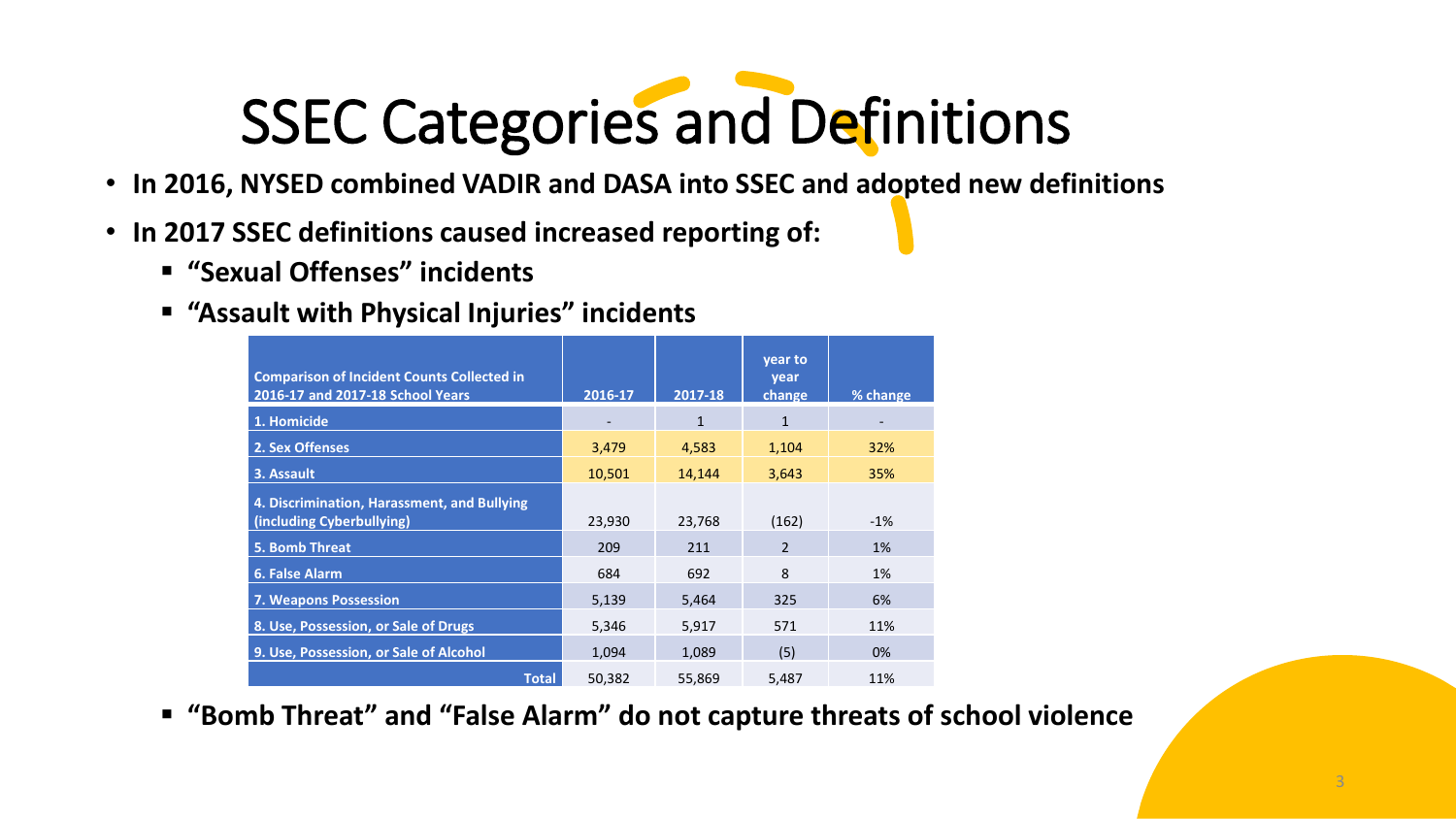# SSEC Categories and Definitions

- **In 2016, NYSED combined VADIR and DASA into SSEC and adopted new definitions**
- **In 2017 SSEC definitions caused increased reporting of:**
  - **"Sexual Offenses" incidents**
  - **"Assault with Physical Injuries" incidents**

| Comparison of Incident Counts Collected in 2016-17 and 2017-18 School Years | 2016-17 | 2017-18 | year to year change | % change |
|---|---|---|---|---|
| 1. Homicide | - | 1 | 1 | - |
| 2. Sex Offenses | 3,479 | 4,583 | 1,104 | 32% |
| 3. Assault | 10,501 | 14,144 | 3,643 | 35% |
| 4. Discrimination, Harassment, and Bullying (including Cyberbullying) | 23,930 | 23,768 | (162) | -1% |
| 5. Bomb Threat | 209 | 211 | 2 | 1% |
| 6. False Alarm | 684 | 692 | 8 | 1% |
| 7. Weapons Possession | 5,139 | 5,464 | 325 | 6% |
| 8. Use, Possession, or Sale of Drugs | 5,346 | 5,917 | 571 | 11% |
| 9. Use, Possession, or Sale of Alcohol | 1,094 | 1,089 | (5) | 0% |
| Total | 50,382 | 55,869 | 5,487 | 11% |

- **"Bomb Threat" and "False Alarm" do not capture threats of school violence**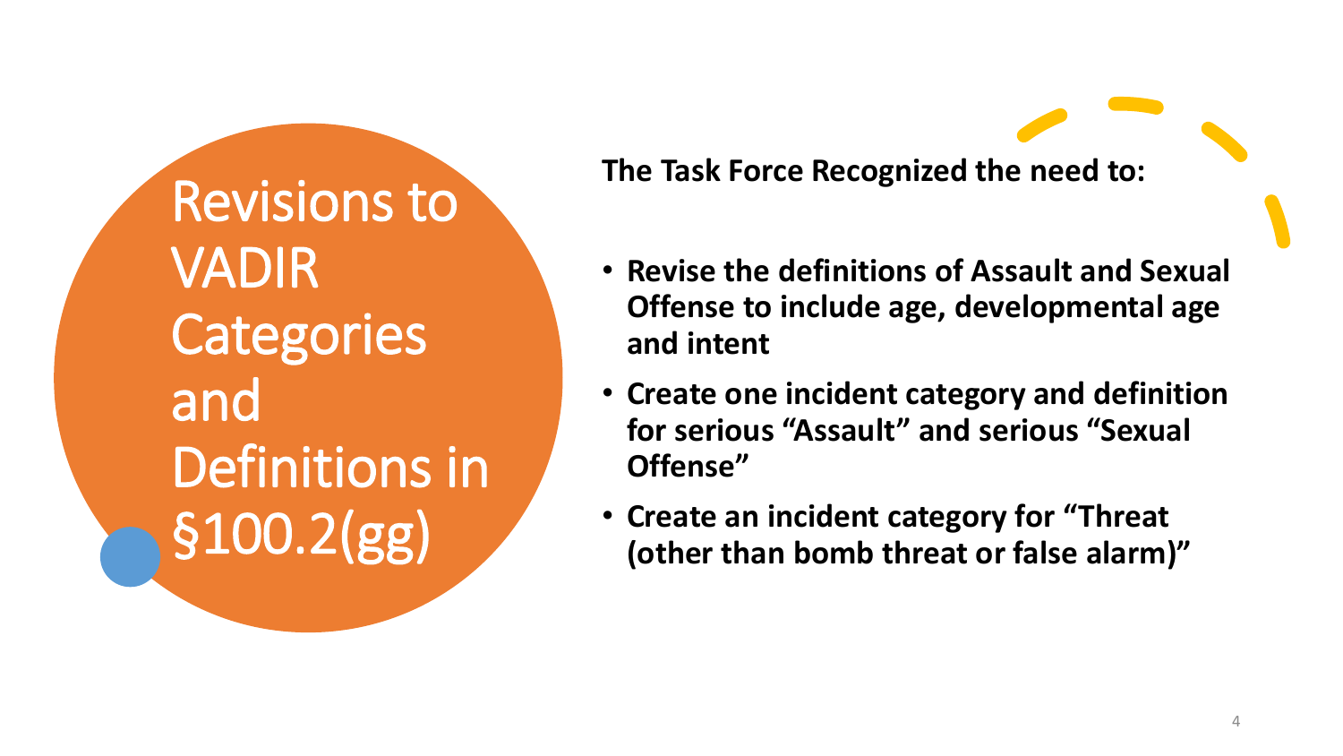# Revisions to VADIR Categories and Definitions in §100.2(gg)

**The Task Force Recognized the need to:**

- **Revise the definitions of Assault and Sexual Offense to include age, developmental age and intent**
- **Create one incident category and definition for serious "Assault" and serious "Sexual Offense"**
- **Create an incident category for "Threat (other than bomb threat or false alarm)"**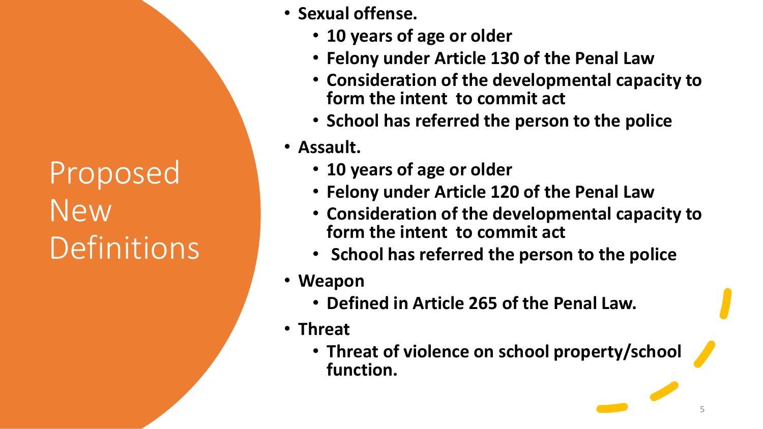# Proposed New Definitions

- **Sexual offense.**
  - **10 years of age or older**
  - **Felony under Article 130 of the Penal Law**
  - **Consideration of the developmental capacity to form the intent to commit act**
  - **School has referred the person to the police**
- **Assault.**
  - **10 years of age or older**
  - **Felony under Article 120 of the Penal Law**
  - **Consideration of the developmental capacity to form the intent to commit act**
  - **School has referred the person to the police**
- **Weapon**
  - **Defined in Article 265 of the Penal Law.**
- **Threat**
  - **Threat of violence on school property/school function.**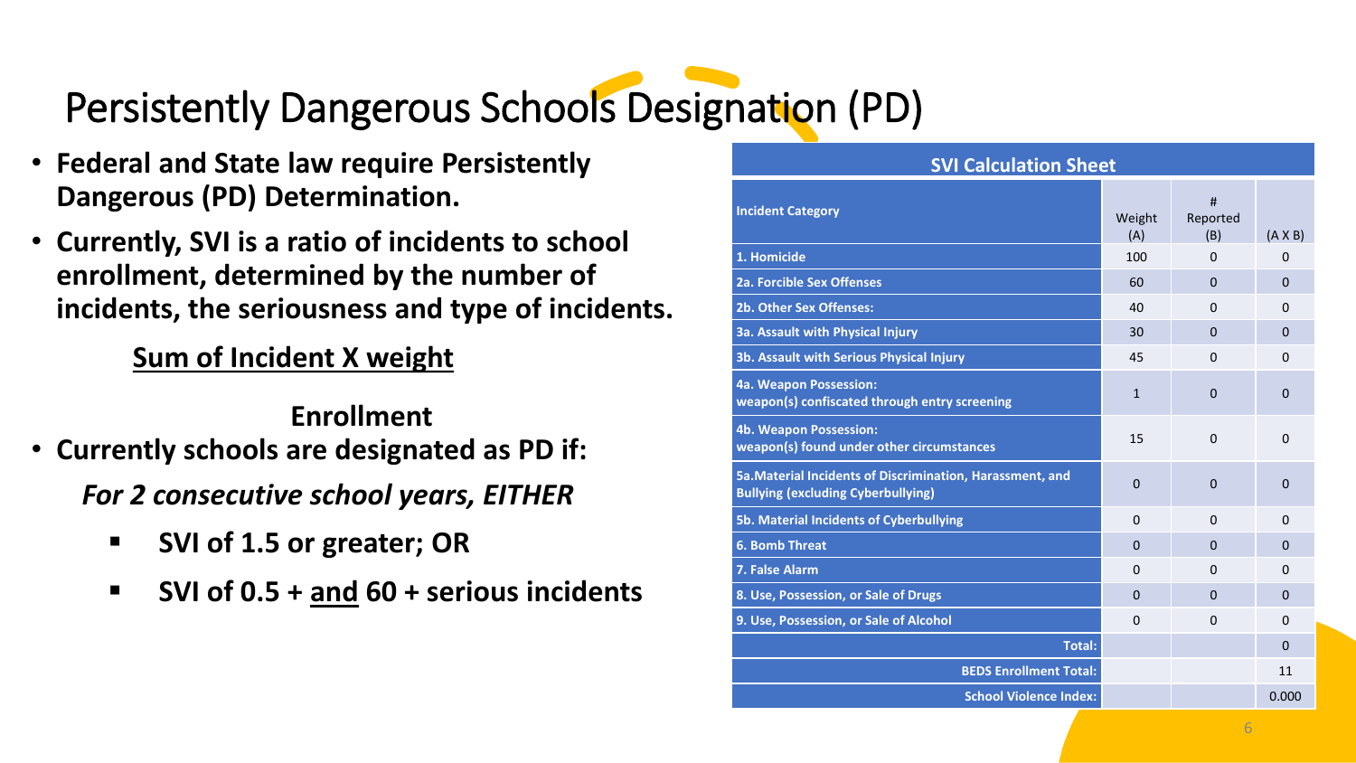# Persistently Dangerous Schools Designation (PD)

- **Federal and State law require Persistently Dangerous (PD) Determination.**
- **Currently, SVI is a ratio of incidents to school enrollment, determined by the number of incidents, the seriousness and type of incidents.**

$$\frac{\textbf{Sum of Incident X weight}}{\textbf{Enrollment}}$$

- **Currently schools are designated as PD if:**

  ***For 2 consecutive school years, EITHER***

  - **SVI of 1.5 or greater; OR**
  - **SVI of 0.5 + and 60 + serious incidents**

**SVI Calculation Sheet**

| Incident Category | Weight (A) | # Reported (B) | (A X B) |
|---|---|---|---|
| 1. Homicide | 100 | 0 | 0 |
| 2a. Forcible Sex Offenses | 60 | 0 | 0 |
| 2b. Other Sex Offenses: | 40 | 0 | 0 |
| 3a. Assault with Physical Injury | 30 | 0 | 0 |
| 3b. Assault with Serious Physical Injury | 45 | 0 | 0 |
| 4a. Weapon Possession: weapon(s) confiscated through entry screening | 1 | 0 | 0 |
| 4b. Weapon Possession: weapon(s) found under other circumstances | 15 | 0 | 0 |
| 5a.Material Incidents of Discrimination, Harassment, and Bullying (excluding Cyberbullying) | 0 | 0 | 0 |
| 5b. Material Incidents of Cyberbullying | 0 | 0 | 0 |
| 6. Bomb Threat | 0 | 0 | 0 |
| 7. False Alarm | 0 | 0 | 0 |
| 8. Use, Possession, or Sale of Drugs | 0 | 0 | 0 |
| 9. Use, Possession, or Sale of Alcohol | 0 | 0 | 0 |
| Total: | | | 0 |
| BEDS Enrollment Total: | | | 11 |
| School Violence Index: | | | 0.000 |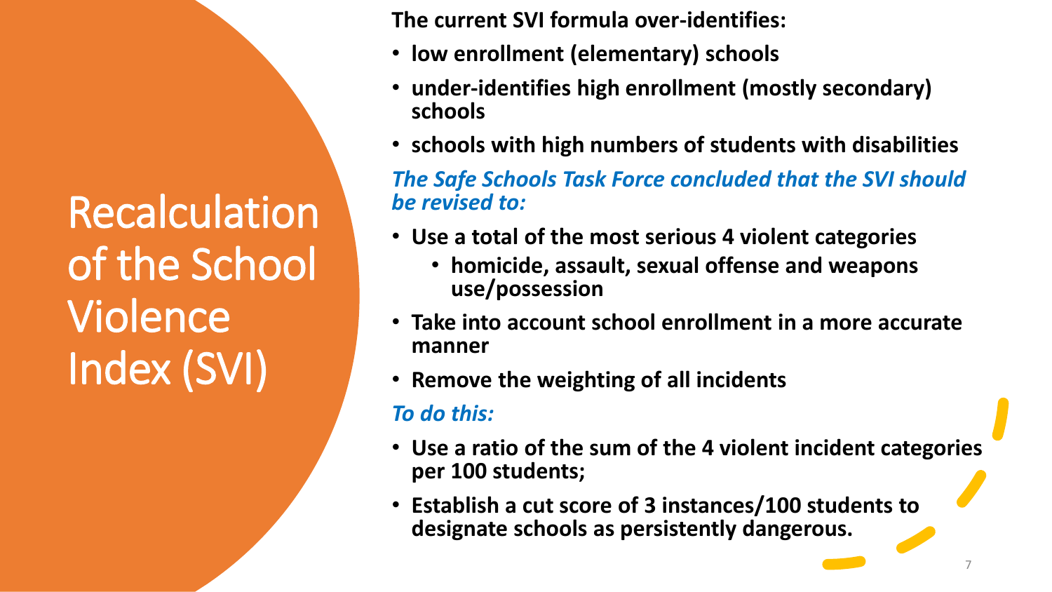# Recalculation of the School Violence Index (SVI)

**The current SVI formula over-identifies:**

- **low enrollment (elementary) schools**
- **under-identifies high enrollment (mostly secondary) schools**
- **schools with high numbers of students with disabilities**

***The Safe Schools Task Force concluded that the SVI should be revised to:***

- **Use a total of the most serious 4 violent categories**
  - **homicide, assault, sexual offense and weapons use/possession**
- **Take into account school enrollment in a more accurate manner**
- **Remove the weighting of all incidents**

***To do this:***

- **Use a ratio of the sum of the 4 violent incident categories per 100 students;**
- **Establish a cut score of 3 instances/100 students to designate schools as persistently dangerous.**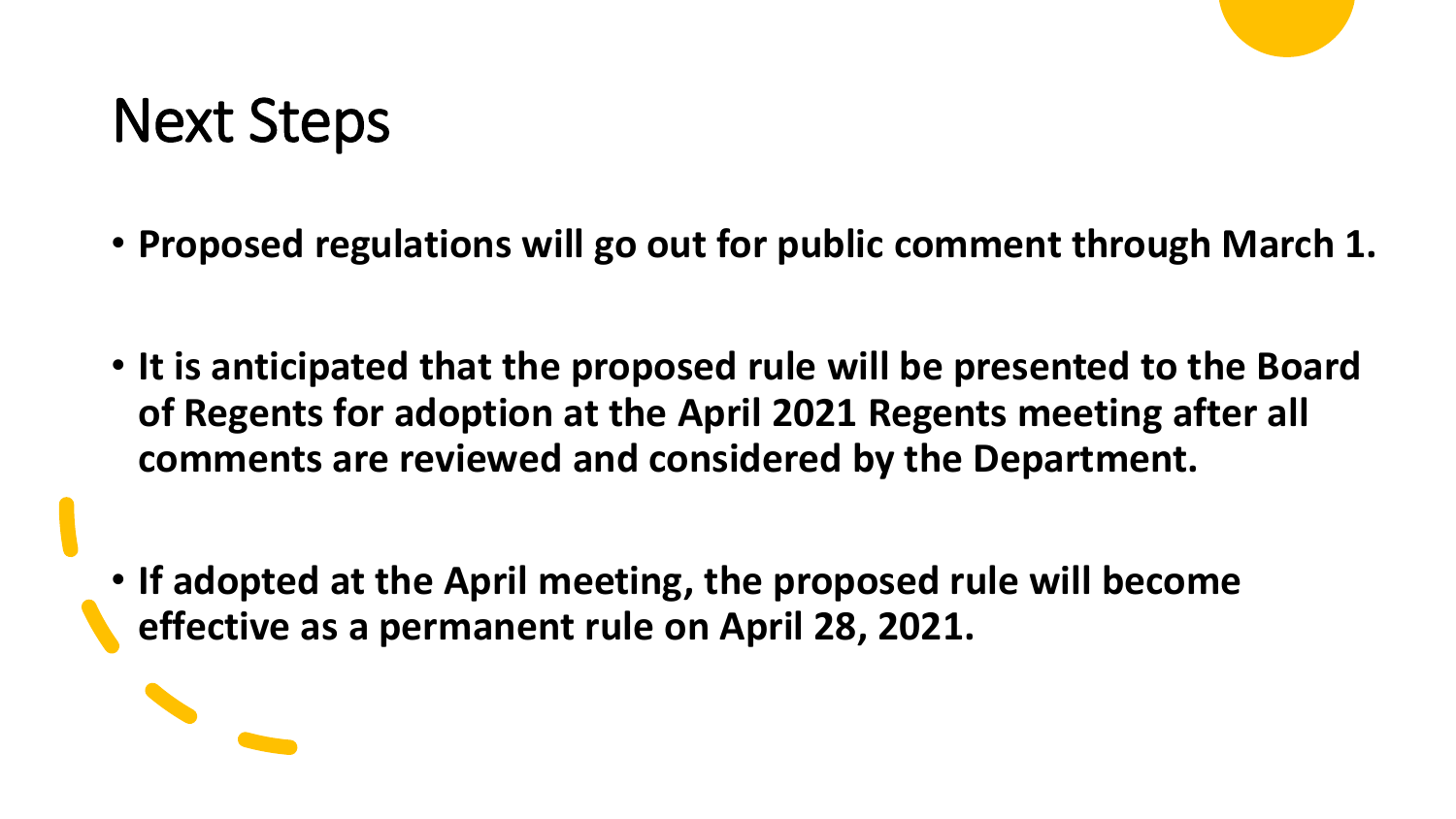# Next Steps

- **Proposed regulations will go out for public comment through March 1.**
- **It is anticipated that the proposed rule will be presented to the Board of Regents for adoption at the April 2021 Regents meeting after all comments are reviewed and considered by the Department.**
- **If adopted at the April meeting, the proposed rule will become effective as a permanent rule on April 28, 2021.**